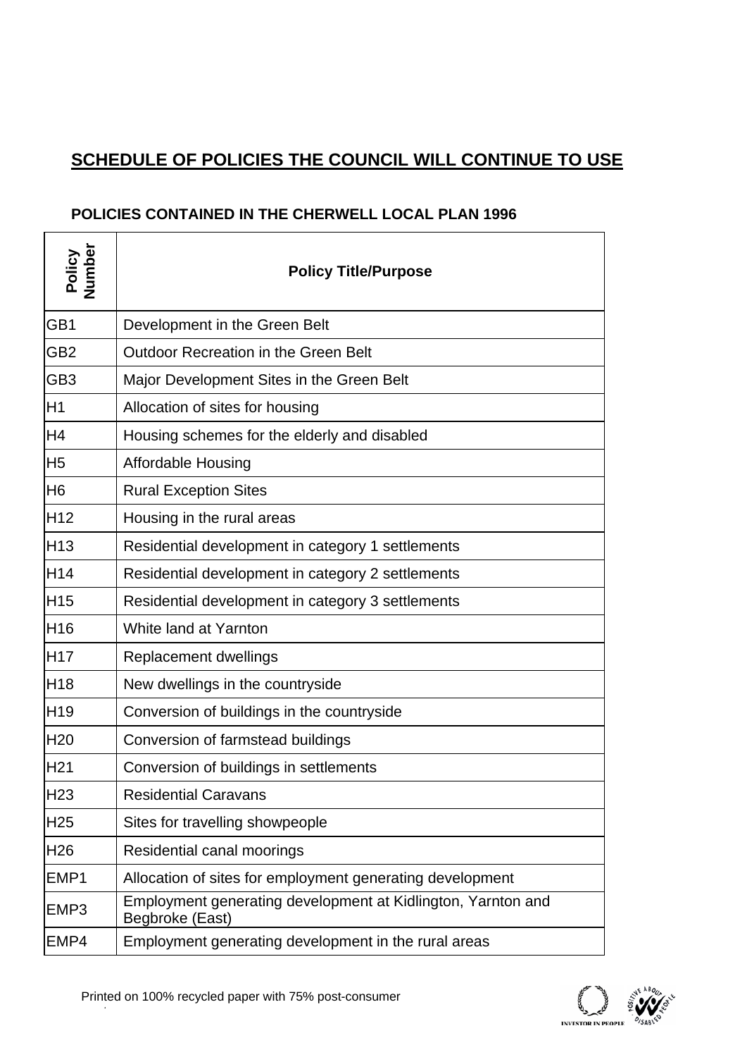## SCHEDULE OF POLICIES THE COUNCIL WILL CONTINUE TO USE

### POLICIES CONTAINED IN THE CHERWELL LOCAL PLAN 1996

| Policy Number | Policy Title/Purpose |
|---|---|
| GB1 | Development in the Green Belt |
| GB2 | Outdoor Recreation in the Green Belt |
| GB3 | Major Development Sites in the Green Belt |
| H1 | Allocation of sites for housing |
| H4 | Housing schemes for the elderly and disabled |
| H5 | Affordable Housing |
| H6 | Rural Exception Sites |
| H12 | Housing in the rural areas |
| H13 | Residential development in category 1 settlements |
| H14 | Residential development in category 2 settlements |
| H15 | Residential development in category 3 settlements |
| H16 | White land at Yarnton |
| H17 | Replacement dwellings |
| H18 | New dwellings in the countryside |
| H19 | Conversion of buildings in the countryside |
| H20 | Conversion of farmstead buildings |
| H21 | Conversion of buildings in settlements |
| H23 | Residential Caravans |
| H25 | Sites for travelling showpeople |
| H26 | Residential canal moorings |
| EMP1 | Allocation of sites for employment generating development |
| EMP3 | Employment generating development at Kidlington, Yarnton and Begbroke (East) |
| EMP4 | Employment generating development in the rural areas |

Printed on 100% recycled paper with 75% post-consumer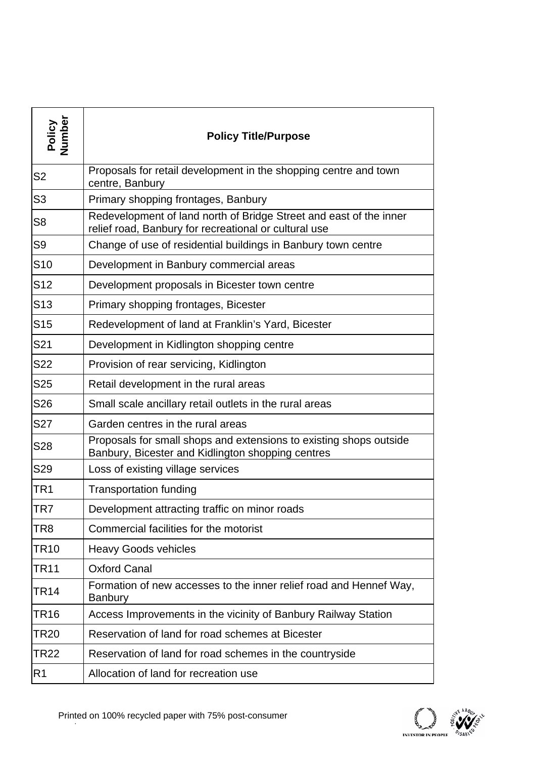| Policy Number | Policy Title/Purpose |
|---|---|
| S2 | Proposals for retail development in the shopping centre and town centre, Banbury |
| S3 | Primary shopping frontages, Banbury |
| S8 | Redevelopment of land north of Bridge Street and east of the inner relief road, Banbury for recreational or cultural use |
| S9 | Change of use of residential buildings in Banbury town centre |
| S10 | Development in Banbury commercial areas |
| S12 | Development proposals in Bicester town centre |
| S13 | Primary shopping frontages, Bicester |
| S15 | Redevelopment of land at Franklin's Yard, Bicester |
| S21 | Development in Kidlington shopping centre |
| S22 | Provision of rear servicing, Kidlington |
| S25 | Retail development in the rural areas |
| S26 | Small scale ancillary retail outlets in the rural areas |
| S27 | Garden centres in the rural areas |
| S28 | Proposals for small shops and extensions to existing shops outside Banbury, Bicester and Kidlington shopping centres |
| S29 | Loss of existing village services |
| TR1 | Transportation funding |
| TR7 | Development attracting traffic on minor roads |
| TR8 | Commercial facilities for the motorist |
| TR10 | Heavy Goods vehicles |
| TR11 | Oxford Canal |
| TR14 | Formation of new accesses to the inner relief road and Hennef Way, Banbury |
| TR16 | Access Improvements in the vicinity of Banbury Railway Station |
| TR20 | Reservation of land for road schemes at Bicester |
| TR22 | Reservation of land for road schemes in the countryside |
| R1 | Allocation of land for recreation use |

Printed on 100% recycled paper with 75% post-consumer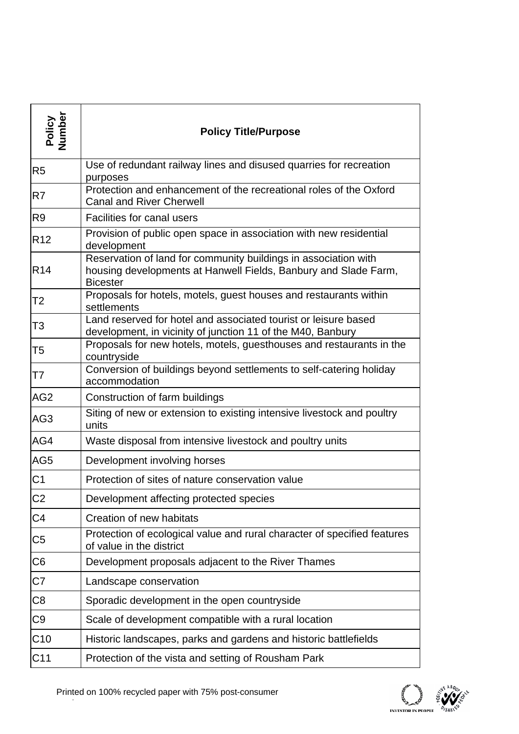| Policy Number | Policy Title/Purpose |
|---|---|
| R5 | Use of redundant railway lines and disused quarries for recreation purposes |
| R7 | Protection and enhancement of the recreational roles of the Oxford Canal and River Cherwell |
| R9 | Facilities for canal users |
| R12 | Provision of public open space in association with new residential development |
| R14 | Reservation of land for community buildings in association with housing developments at Hanwell Fields, Banbury and Slade Farm, Bicester |
| T2 | Proposals for hotels, motels, guest houses and restaurants within settlements |
| T3 | Land reserved for hotel and associated tourist or leisure based development, in vicinity of junction 11 of the M40, Banbury |
| T5 | Proposals for new hotels, motels, guesthouses and restaurants in the countryside |
| T7 | Conversion of buildings beyond settlements to self-catering holiday accommodation |
| AG2 | Construction of farm buildings |
| AG3 | Siting of new or extension to existing intensive livestock and poultry units |
| AG4 | Waste disposal from intensive livestock and poultry units |
| AG5 | Development involving horses |
| C1 | Protection of sites of nature conservation value |
| C2 | Development affecting protected species |
| C4 | Creation of new habitats |
| C5 | Protection of ecological value and rural character of specified features of value in the district |
| C6 | Development proposals adjacent to the River Thames |
| C7 | Landscape conservation |
| C8 | Sporadic development in the open countryside |
| C9 | Scale of development compatible with a rural location |
| C10 | Historic landscapes, parks and gardens and historic battlefields |
| C11 | Protection of the vista and setting of Rousham Park |

Printed on 100% recycled paper with 75% post-consumer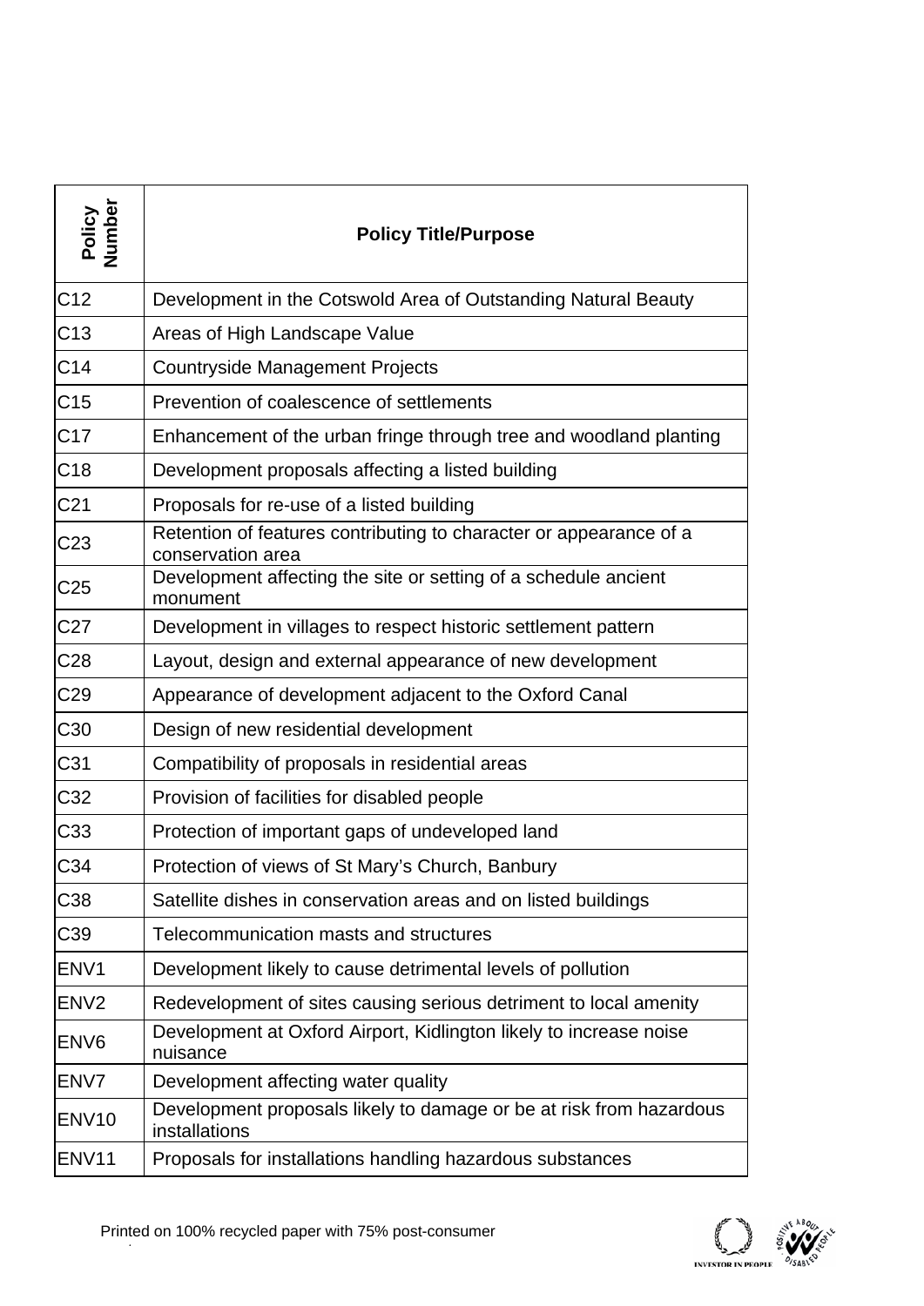| Policy Number | Policy Title/Purpose |
|---|---|
| C12 | Development in the Cotswold Area of Outstanding Natural Beauty |
| C13 | Areas of High Landscape Value |
| C14 | Countryside Management Projects |
| C15 | Prevention of coalescence of settlements |
| C17 | Enhancement of the urban fringe through tree and woodland planting |
| C18 | Development proposals affecting a listed building |
| C21 | Proposals for re-use of a listed building |
| C23 | Retention of features contributing to character or appearance of a conservation area |
| C25 | Development affecting the site or setting of a schedule ancient monument |
| C27 | Development in villages to respect historic settlement pattern |
| C28 | Layout, design and external appearance of new development |
| C29 | Appearance of development adjacent to the Oxford Canal |
| C30 | Design of new residential development |
| C31 | Compatibility of proposals in residential areas |
| C32 | Provision of facilities for disabled people |
| C33 | Protection of important gaps of undeveloped land |
| C34 | Protection of views of St Mary's Church, Banbury |
| C38 | Satellite dishes in conservation areas and on listed buildings |
| C39 | Telecommunication masts and structures |
| ENV1 | Development likely to cause detrimental levels of pollution |
| ENV2 | Redevelopment of sites causing serious detriment to local amenity |
| ENV6 | Development at Oxford Airport, Kidlington likely to increase noise nuisance |
| ENV7 | Development affecting water quality |
| ENV10 | Development proposals likely to damage or be at risk from hazardous installations |
| ENV11 | Proposals for installations handling hazardous substances |

Printed on 100% recycled paper with 75% post-consumer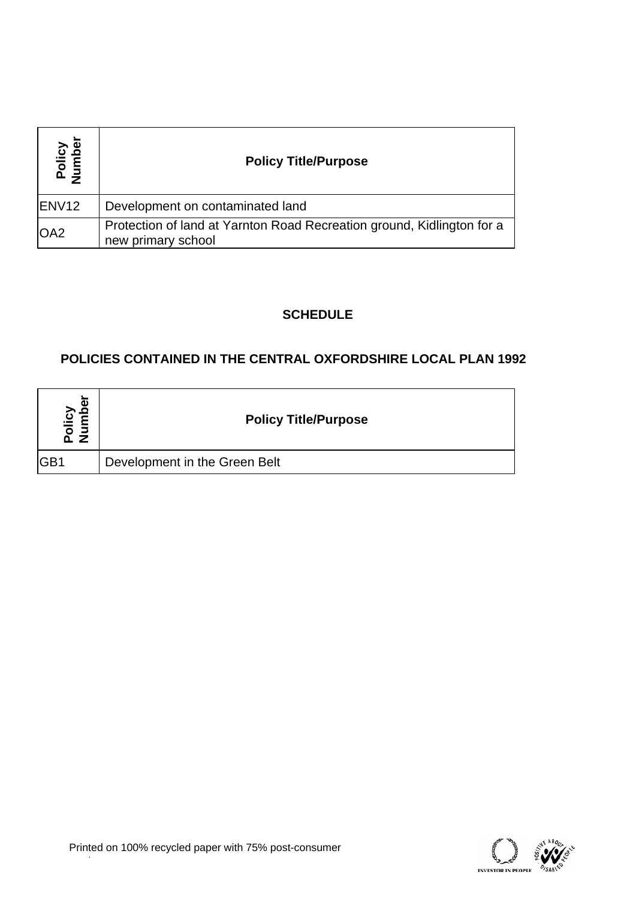| Policy Number | Policy Title/Purpose |
| --- | --- |
| ENV12 | Development on contaminated land |
| OA2 | Protection of land at Yarnton Road Recreation ground, Kidlington for a new primary school |

## SCHEDULE

## POLICIES CONTAINED IN THE CENTRAL OXFORDSHIRE LOCAL PLAN 1992

| Policy Number | Policy Title/Purpose |
| --- | --- |
| GB1 | Development in the Green Belt |

Printed on 100% recycled paper with 75% post-consumer